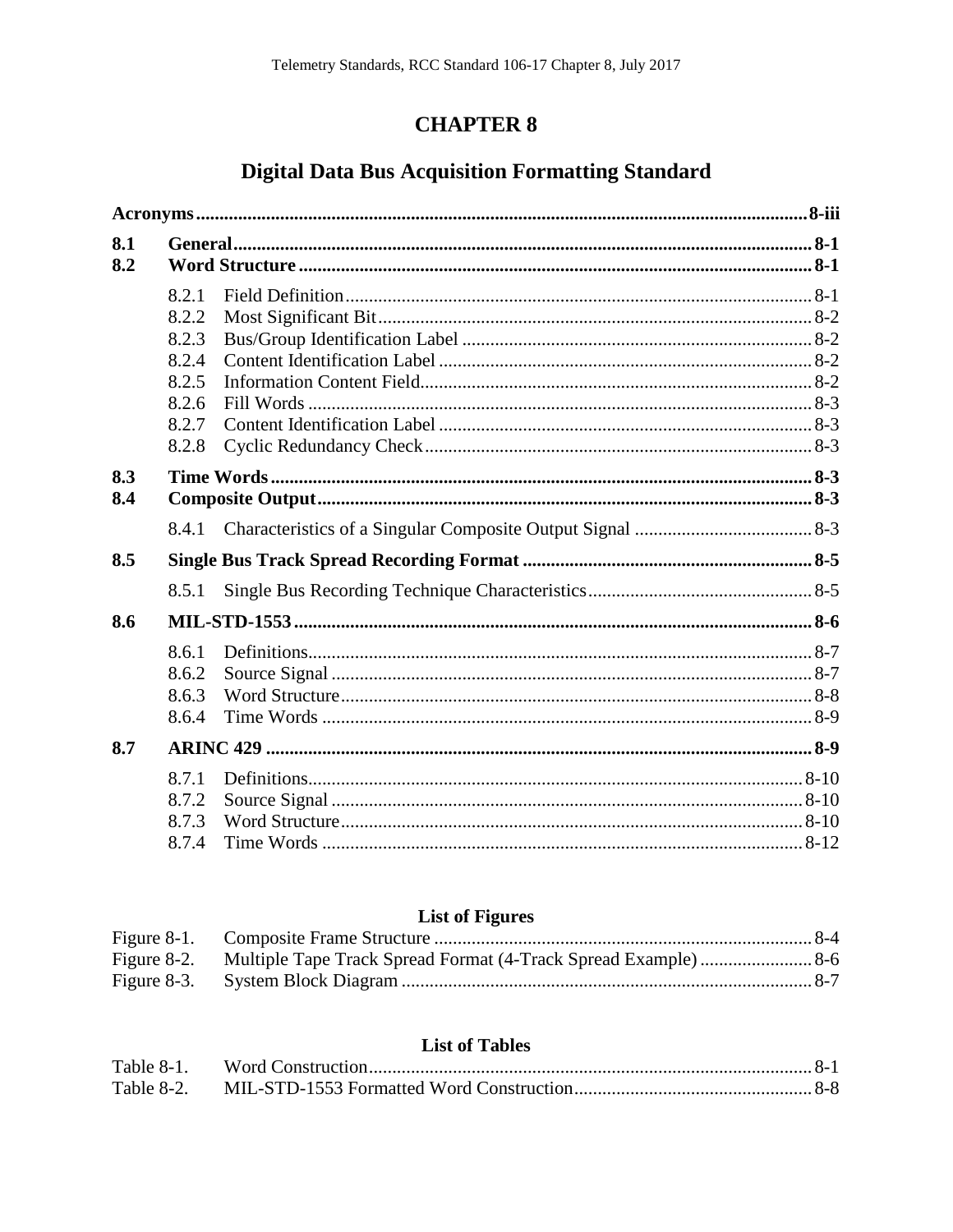# CHAPTER 8

## Digital Data Bus Acquisition Formatting Standard

| | | | |
|---|---|---|---|
| **Acronyms** | | | **8-iii** |
| **8.1** | **General** | | **8-1** |
| **8.2** | **Word Structure** | | **8-1** |
| | 8.2.1 | Field Definition | 8-1 |
| | 8.2.2 | Most Significant Bit | 8-2 |
| | 8.2.3 | Bus/Group Identification Label | 8-2 |
| | 8.2.4 | Content Identification Label | 8-2 |
| | 8.2.5 | Information Content Field | 8-2 |
| | 8.2.6 | Fill Words | 8-3 |
| | 8.2.7 | Content Identification Label | 8-3 |
| | 8.2.8 | Cyclic Redundancy Check | 8-3 |
| **8.3** | **Time Words** | | **8-3** |
| **8.4** | **Composite Output** | | **8-3** |
| | 8.4.1 | Characteristics of a Singular Composite Output Signal | 8-3 |
| **8.5** | **Single Bus Track Spread Recording Format** | | **8-5** |
| | 8.5.1 | Single Bus Recording Technique Characteristics | 8-5 |
| **8.6** | **MIL-STD-1553** | | **8-6** |
| | 8.6.1 | Definitions | 8-7 |
| | 8.6.2 | Source Signal | 8-7 |
| | 8.6.3 | Word Structure | 8-8 |
| | 8.6.4 | Time Words | 8-9 |
| **8.7** | **ARINC 429** | | **8-9** |
| | 8.7.1 | Definitions | 8-10 |
| | 8.7.2 | Source Signal | 8-10 |
| | 8.7.3 | Word Structure | 8-10 |
| | 8.7.4 | Time Words | 8-12 |

### List of Figures

| | | |
|---|---|---|
| Figure 8-1. | Composite Frame Structure | 8-4 |
| Figure 8-2. | Multiple Tape Track Spread Format (4-Track Spread Example) | 8-6 |
| Figure 8-3. | System Block Diagram | 8-7 |

### List of Tables

| | | |
|---|---|---|
| Table 8-1. | Word Construction | 8-1 |
| Table 8-2. | MIL-STD-1553 Formatted Word Construction | 8-8 |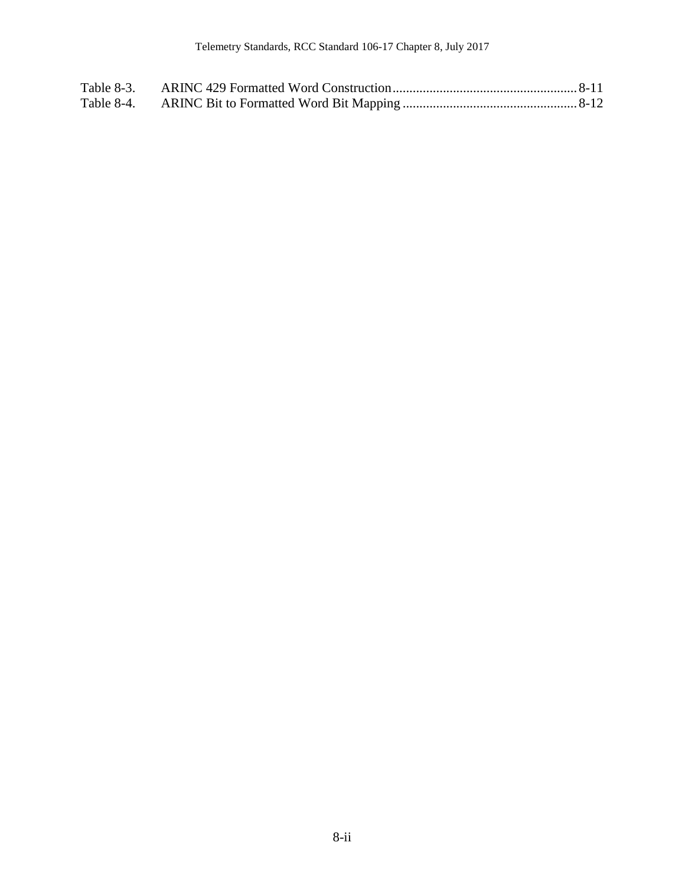Table 8-3. ARINC 429 Formatted Word Construction ........................................................ 8-11
Table 8-4. ARINC Bit to Formatted Word Bit Mapping ...................................................... 8-12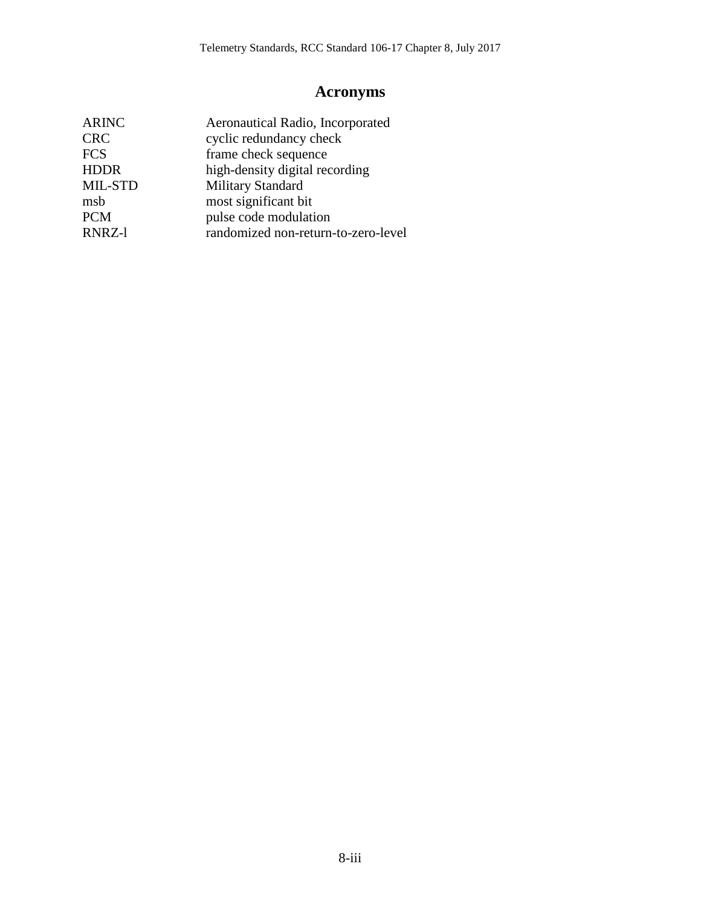# Acronyms

| | |
|---|---|
| ARINC | Aeronautical Radio, Incorporated |
| CRC | cyclic redundancy check |
| FCS | frame check sequence |
| HDDR | high-density digital recording |
| MIL-STD | Military Standard |
| msb | most significant bit |
| PCM | pulse code modulation |
| RNRZ-l | randomized non-return-to-zero-level |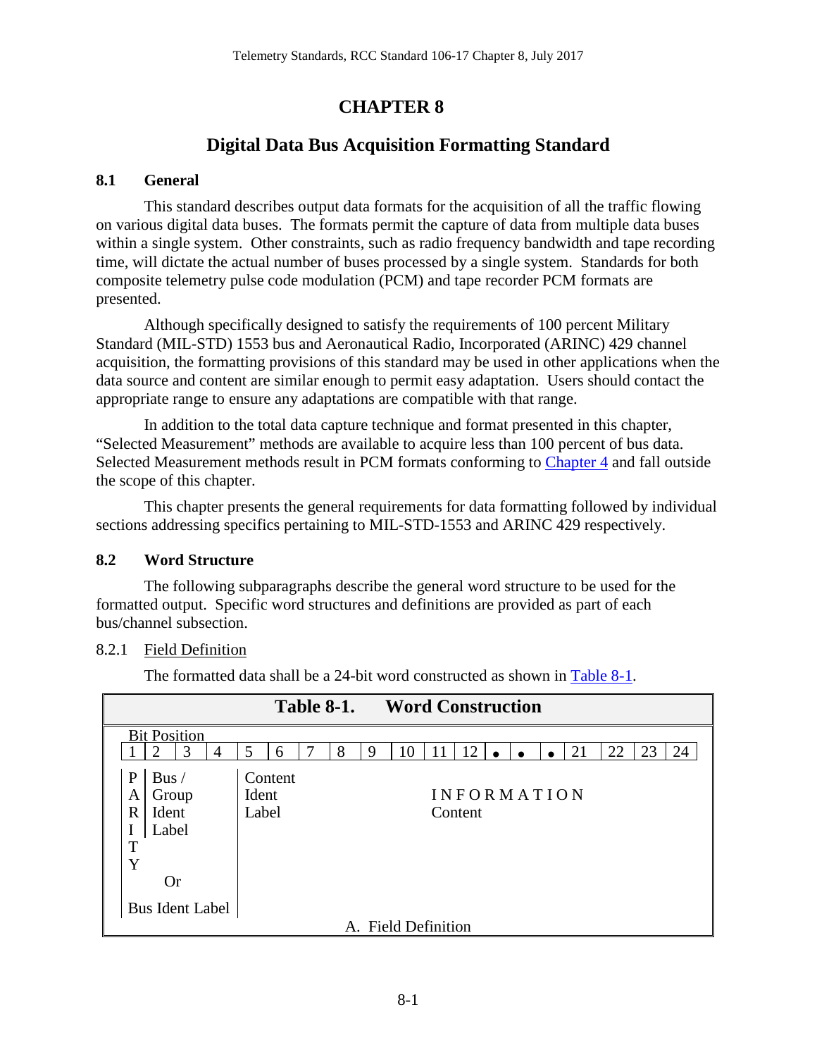# CHAPTER 8

## Digital Data Bus Acquisition Formatting Standard

### 8.1 General

This standard describes output data formats for the acquisition of all the traffic flowing on various digital data buses. The formats permit the capture of data from multiple data buses within a single system. Other constraints, such as radio frequency bandwidth and tape recording time, will dictate the actual number of buses processed by a single system. Standards for both composite telemetry pulse code modulation (PCM) and tape recorder PCM formats are presented.

Although specifically designed to satisfy the requirements of 100 percent Military Standard (MIL-STD) 1553 bus and Aeronautical Radio, Incorporated (ARINC) 429 channel acquisition, the formatting provisions of this standard may be used in other applications when the data source and content are similar enough to permit easy adaptation. Users should contact the appropriate range to ensure any adaptations are compatible with that range.

In addition to the total data capture technique and format presented in this chapter, "Selected Measurement" methods are available to acquire less than 100 percent of bus data. Selected Measurement methods result in PCM formats conforming to Chapter 4 and fall outside the scope of this chapter.

This chapter presents the general requirements for data formatting followed by individual sections addressing specifics pertaining to MIL-STD-1553 and ARINC 429 respectively.

### 8.2 Word Structure

The following subparagraphs describe the general word structure to be used for the formatted output. Specific word structures and definitions are provided as part of each bus/channel subsection.

8.2.1 Field Definition

The formatted data shall be a 24-bit word constructed as shown in Table 8-1.

**Table 8-1. Word Construction**

| Bit Position | | | | | | | | | | | | | | | | | | | |
|---|---|---|---|---|---|---|---|---|---|---|---|---|---|---|---|---|---|---|---|
| 1 | 2 | 3 | 4 | 5 | 6 | 7 | 8 | 9 | 10 | 11 | 12 | • | • | • | 21 | 22 | 23 | 24 |
| PARITY | Bus / Group Ident Label (Or Bus Ident Label) | | | Content Ident Label | | | | | INFORMATION Content | | | | | | | | | |

A. Field Definition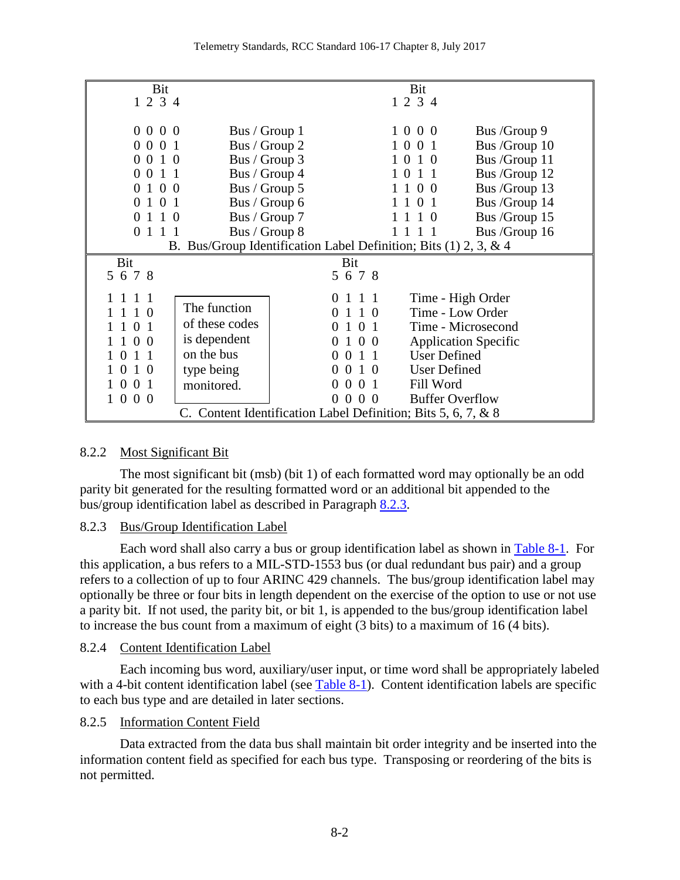| Bit 1 2 3 4 | | Bit 1 2 3 4 | |
|---|---|---|---|
| 0 0 0 0 | Bus / Group 1 | 1 0 0 0 | Bus /Group 9 |
| 0 0 0 1 | Bus / Group 2 | 1 0 0 1 | Bus /Group 10 |
| 0 0 1 0 | Bus / Group 3 | 1 0 1 0 | Bus /Group 11 |
| 0 0 1 1 | Bus / Group 4 | 1 0 1 1 | Bus /Group 12 |
| 0 1 0 0 | Bus / Group 5 | 1 1 0 0 | Bus /Group 13 |
| 0 1 0 1 | Bus / Group 6 | 1 1 0 1 | Bus /Group 14 |
| 0 1 1 0 | Bus / Group 7 | 1 1 1 0 | Bus /Group 15 |
| 0 1 1 1 | Bus / Group 8 | 1 1 1 1 | Bus /Group 16 |

B. Bus/Group Identification Label Definition; Bits (1) 2, 3, & 4

| Bit 5 6 7 8 | | Bit 5 6 7 8 | |
|---|---|---|---|
| 1 1 1 1 | The function of these codes is dependent on the bus type being monitored. | 0 1 1 1 | Time - High Order |
| 1 1 1 0 | | 0 1 1 0 | Time - Low Order |
| 1 1 0 1 | | 0 1 0 1 | Time - Microsecond |
| 1 1 0 0 | | 0 1 0 0 | Application Specific |
| 1 0 1 1 | | 0 0 1 1 | User Defined |
| 1 0 1 0 | | 0 0 1 0 | User Defined |
| 1 0 0 1 | | 0 0 0 1 | Fill Word |
| 1 0 0 0 | | 0 0 0 0 | Buffer Overflow |

C. Content Identification Label Definition; Bits 5, 6, 7, & 8

### 8.2.2 Most Significant Bit

The most significant bit (msb) (bit 1) of each formatted word may optionally be an odd parity bit generated for the resulting formatted word or an additional bit appended to the bus/group identification label as described in Paragraph 8.2.3.

### 8.2.3 Bus/Group Identification Label

Each word shall also carry a bus or group identification label as shown in Table 8-1. For this application, a bus refers to a MIL-STD-1553 bus (or dual redundant bus pair) and a group refers to a collection of up to four ARINC 429 channels. The bus/group identification label may optionally be three or four bits in length dependent on the exercise of the option to use or not use a parity bit. If not used, the parity bit, or bit 1, is appended to the bus/group identification label to increase the bus count from a maximum of eight (3 bits) to a maximum of 16 (4 bits).

### 8.2.4 Content Identification Label

Each incoming bus word, auxiliary/user input, or time word shall be appropriately labeled with a 4-bit content identification label (see Table 8-1). Content identification labels are specific to each bus type and are detailed in later sections.

### 8.2.5 Information Content Field

Data extracted from the data bus shall maintain bit order integrity and be inserted into the information content field as specified for each bus type. Transposing or reordering of the bits is not permitted.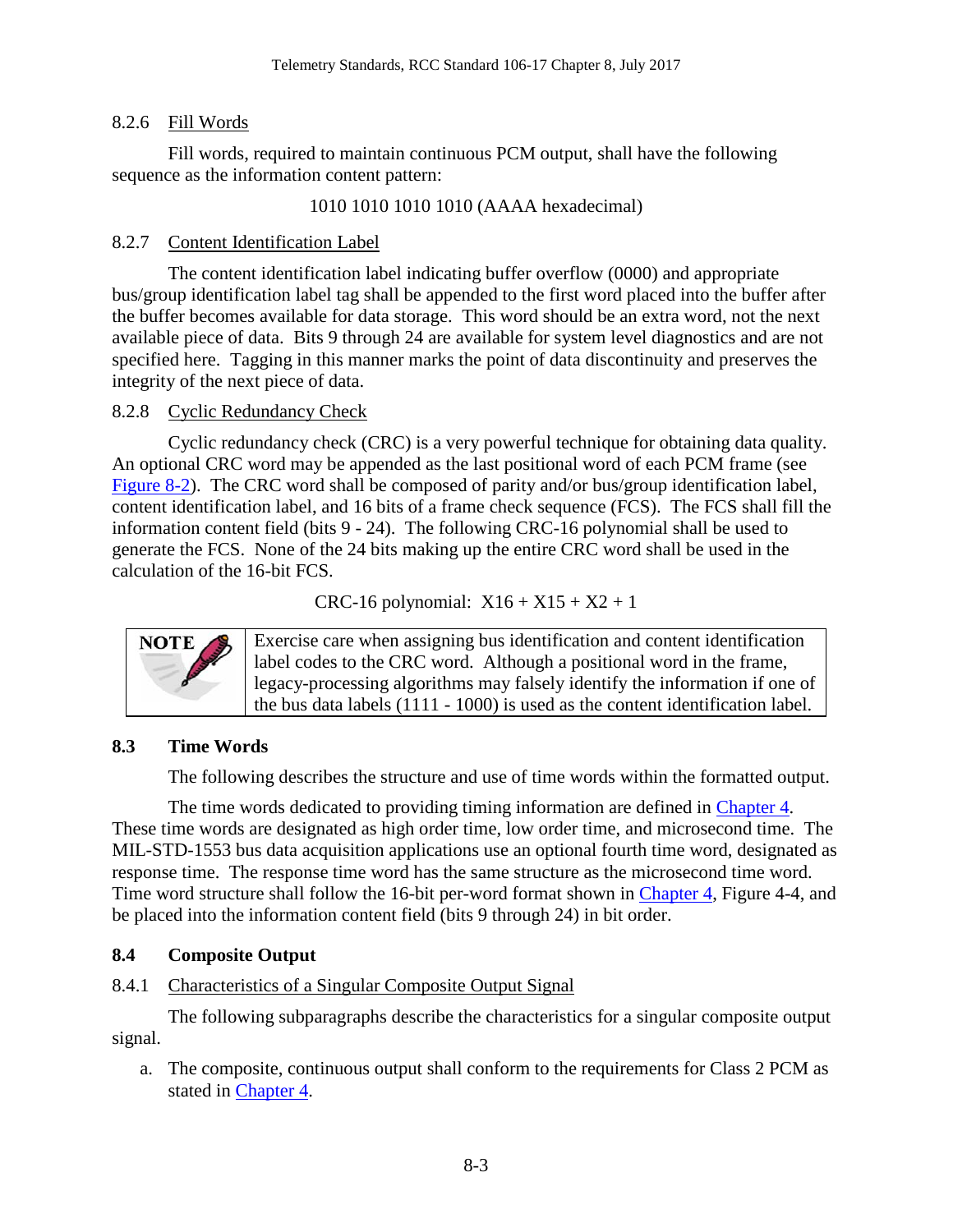#### 8.2.6 Fill Words

Fill words, required to maintain continuous PCM output, shall have the following sequence as the information content pattern:

1010 1010 1010 1010 (AAAA hexadecimal)

#### 8.2.7 Content Identification Label

The content identification label indicating buffer overflow (0000) and appropriate bus/group identification label tag shall be appended to the first word placed into the buffer after the buffer becomes available for data storage. This word should be an extra word, not the next available piece of data. Bits 9 through 24 are available for system level diagnostics and are not specified here. Tagging in this manner marks the point of data discontinuity and preserves the integrity of the next piece of data.

#### 8.2.8 Cyclic Redundancy Check

Cyclic redundancy check (CRC) is a very powerful technique for obtaining data quality. An optional CRC word may be appended as the last positional word of each PCM frame (see Figure 8-2). The CRC word shall be composed of parity and/or bus/group identification label, content identification label, and 16 bits of a frame check sequence (FCS). The FCS shall fill the information content field (bits 9 - 24). The following CRC-16 polynomial shall be used to generate the FCS. None of the 24 bits making up the entire CRC word shall be used in the calculation of the 16-bit FCS.

CRC-16 polynomial: $X^{16} + X^{15} + X^2 + 1$

| NOTE | Exercise care when assigning bus identification and content identification label codes to the CRC word. Although a positional word in the frame, legacy-processing algorithms may falsely identify the information if one of the bus data labels (1111 - 1000) is used as the content identification label. |
|---|---|

### 8.3 Time Words

The following describes the structure and use of time words within the formatted output.

The time words dedicated to providing timing information are defined in Chapter 4. These time words are designated as high order time, low order time, and microsecond time. The MIL-STD-1553 bus data acquisition applications use an optional fourth time word, designated as response time. The response time word has the same structure as the microsecond time word. Time word structure shall follow the 16-bit per-word format shown in Chapter 4, Figure 4-4, and be placed into the information content field (bits 9 through 24) in bit order.

### 8.4 Composite Output

#### 8.4.1 Characteristics of a Singular Composite Output Signal

The following subparagraphs describe the characteristics for a singular composite output signal.

a. The composite, continuous output shall conform to the requirements for Class 2 PCM as stated in Chapter 4.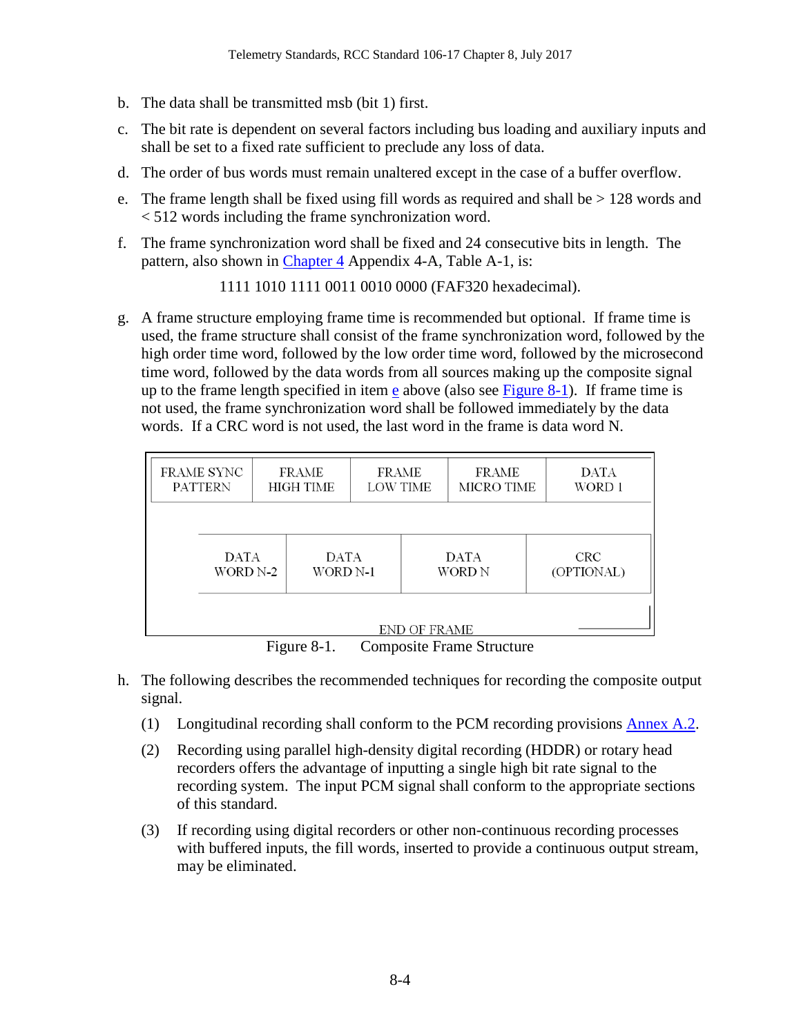b. The data shall be transmitted msb (bit 1) first.

c. The bit rate is dependent on several factors including bus loading and auxiliary inputs and shall be set to a fixed rate sufficient to preclude any loss of data.

d. The order of bus words must remain unaltered except in the case of a buffer overflow.

e. The frame length shall be fixed using fill words as required and shall be > 128 words and < 512 words including the frame synchronization word.

f. The frame synchronization word shall be fixed and 24 consecutive bits in length. The pattern, also shown in Chapter 4 Appendix 4-A, Table A-1, is:

   1111 1010 1111 0011 0010 0000 (FAF320 hexadecimal).

g. A frame structure employing frame time is recommended but optional. If frame time is used, the frame structure shall consist of the frame synchronization word, followed by the high order time word, followed by the low order time word, followed by the microsecond time word, followed by the data words from all sources making up the composite signal up to the frame length specified in item e above (also see Figure 8-1). If frame time is not used, the frame synchronization word shall be followed immediately by the data words. If a CRC word is not used, the last word in the frame is data word N.

| FRAME SYNC PATTERN | FRAME HIGH TIME | FRAME LOW TIME | FRAME MICRO TIME | DATA WORD 1 |
|---|---|---|---|---|

| DATA WORD N-2 | DATA WORD N-1 | DATA WORD N | CRC (OPTIONAL) |
|---|---|---|---|

END OF FRAME

Figure 8-1. Composite Frame Structure

h. The following describes the recommended techniques for recording the composite output signal.

   (1) Longitudinal recording shall conform to the PCM recording provisions Annex A.2.

   (2) Recording using parallel high-density digital recording (HDDR) or rotary head recorders offers the advantage of inputting a single high bit rate signal to the recording system. The input PCM signal shall conform to the appropriate sections of this standard.

   (3) If recording using digital recorders or other non-continuous recording processes with buffered inputs, the fill words, inserted to provide a continuous output stream, may be eliminated.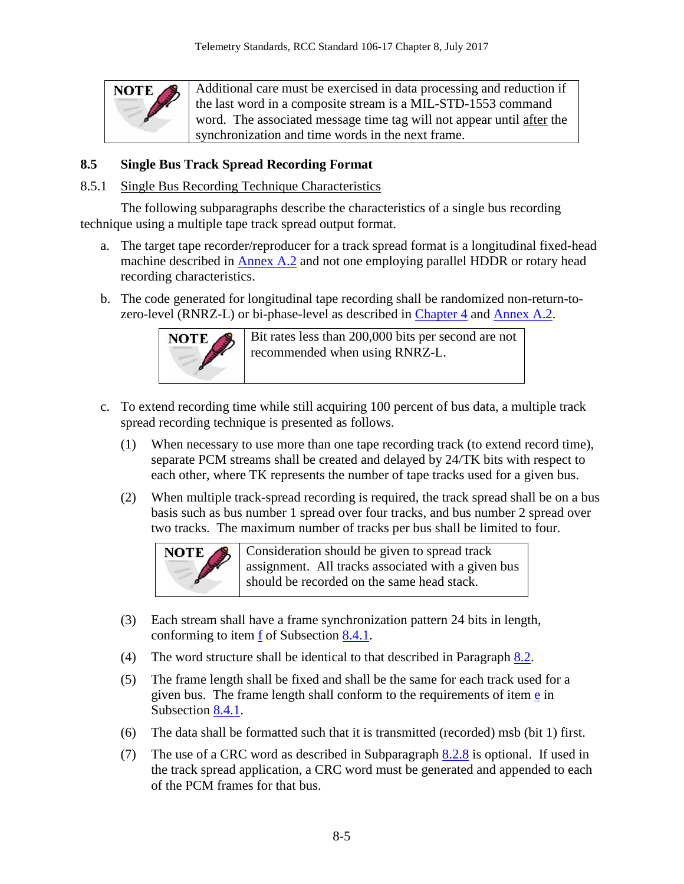> **NOTE** Additional care must be exercised in data processing and reduction if the last word in a composite stream is a MIL-STD-1553 command word. The associated message time tag will not appear until after the synchronization and time words in the next frame.

## 8.5 Single Bus Track Spread Recording Format

### 8.5.1 Single Bus Recording Technique Characteristics

The following subparagraphs describe the characteristics of a single bus recording technique using a multiple tape track spread output format.

a. The target tape recorder/reproducer for a track spread format is a longitudinal fixed-head machine described in Annex A.2 and not one employing parallel HDDR or rotary head recording characteristics.

b. The code generated for longitudinal tape recording shall be randomized non-return-to-zero-level (RNRZ-L) or bi-phase-level as described in Chapter 4 and Annex A.2.

> **NOTE** Bit rates less than 200,000 bits per second are not recommended when using RNRZ-L.

c. To extend recording time while still acquiring 100 percent of bus data, a multiple track spread recording technique is presented as follows.

   (1) When necessary to use more than one tape recording track (to extend record time), separate PCM streams shall be created and delayed by 24/TK bits with respect to each other, where TK represents the number of tape tracks used for a given bus.

   (2) When multiple track-spread recording is required, the track spread shall be on a bus basis such as bus number 1 spread over four tracks, and bus number 2 spread over two tracks. The maximum number of tracks per bus shall be limited to four.

   > **NOTE** Consideration should be given to spread track assignment. All tracks associated with a given bus should be recorded on the same head stack.

   (3) Each stream shall have a frame synchronization pattern 24 bits in length, conforming to item f of Subsection 8.4.1.

   (4) The word structure shall be identical to that described in Paragraph 8.2.

   (5) The frame length shall be fixed and shall be the same for each track used for a given bus. The frame length shall conform to the requirements of item e in Subsection 8.4.1.

   (6) The data shall be formatted such that it is transmitted (recorded) msb (bit 1) first.

   (7) The use of a CRC word as described in Subparagraph 8.2.8 is optional. If used in the track spread application, a CRC word must be generated and appended to each of the PCM frames for that bus.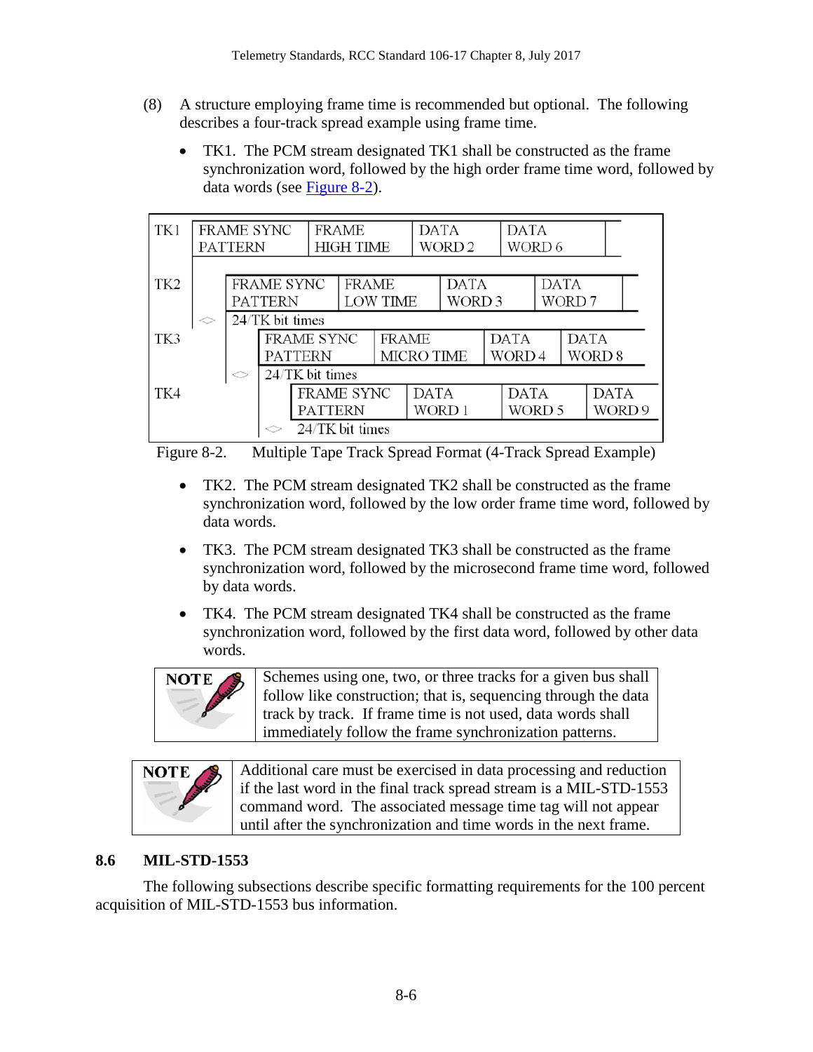(8) A structure employing frame time is recommended but optional. The following describes a four-track spread example using frame time.

- TK1. The PCM stream designated TK1 shall be constructed as the frame synchronization word, followed by the high order frame time word, followed by data words (see Figure 8-2).

| Track | | | | | |
|---|---|---|---|---|---|
| TK1 | FRAME SYNC PATTERN | FRAME HIGH TIME | DATA WORD 2 | DATA WORD 6 | |
| TK2 | <> 24/TK bit times | FRAME SYNC PATTERN | FRAME LOW TIME | DATA WORD 3 | DATA WORD 7 |
| TK3 | <> 24/TK bit times | FRAME SYNC PATTERN | FRAME MICRO TIME | DATA WORD 4 | DATA WORD 8 |
| TK4 | <> 24/TK bit times | FRAME SYNC PATTERN | DATA WORD 1 | DATA WORD 5 | DATA WORD 9 |

Figure 8-2. Multiple Tape Track Spread Format (4-Track Spread Example)

- TK2. The PCM stream designated TK2 shall be constructed as the frame synchronization word, followed by the low order frame time word, followed by data words.
- TK3. The PCM stream designated TK3 shall be constructed as the frame synchronization word, followed by the microsecond frame time word, followed by data words.
- TK4. The PCM stream designated TK4 shall be constructed as the frame synchronization word, followed by the first data word, followed by other data words.

| NOTE | Schemes using one, two, or three tracks for a given bus shall follow like construction; that is, sequencing through the data track by track. If frame time is not used, data words shall immediately follow the frame synchronization patterns. |
|---|---|

| NOTE | Additional care must be exercised in data processing and reduction if the last word in the final track spread stream is a MIL-STD-1553 command word. The associated message time tag will not appear until after the synchronization and time words in the next frame. |
|---|---|

## 8.6 MIL-STD-1553

The following subsections describe specific formatting requirements for the 100 percent acquisition of MIL-STD-1553 bus information.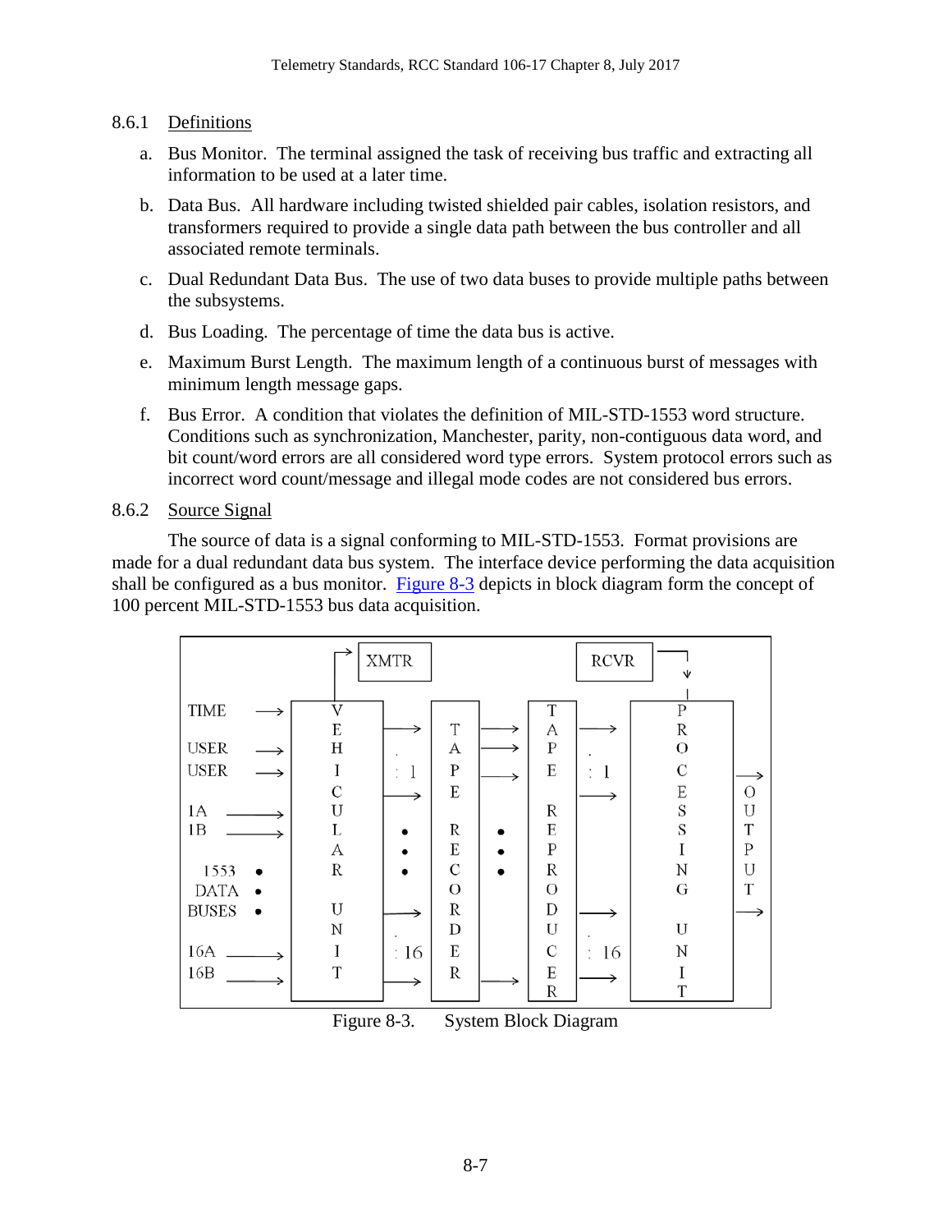### 8.6.1 Definitions

a. Bus Monitor. The terminal assigned the task of receiving bus traffic and extracting all information to be used at a later time.

b. Data Bus. All hardware including twisted shielded pair cables, isolation resistors, and transformers required to provide a single data path between the bus controller and all associated remote terminals.

c. Dual Redundant Data Bus. The use of two data buses to provide multiple paths between the subsystems.

d. Bus Loading. The percentage of time the data bus is active.

e. Maximum Burst Length. The maximum length of a continuous burst of messages with minimum length message gaps.

f. Bus Error. A condition that violates the definition of MIL-STD-1553 word structure. Conditions such as synchronization, Manchester, parity, non-contiguous data word, and bit count/word errors are all considered word type errors. System protocol errors such as incorrect word count/message and illegal mode codes are not considered bus errors.

### 8.6.2 Source Signal

The source of data is a signal conforming to MIL-STD-1553. Format provisions are made for a dual redundant data bus system. The interface device performing the data acquisition shall be configured as a bus monitor. Figure 8-3 depicts in block diagram form the concept of 100 percent MIL-STD-1553 bus data acquisition.

Figure 8-3. System Block Diagram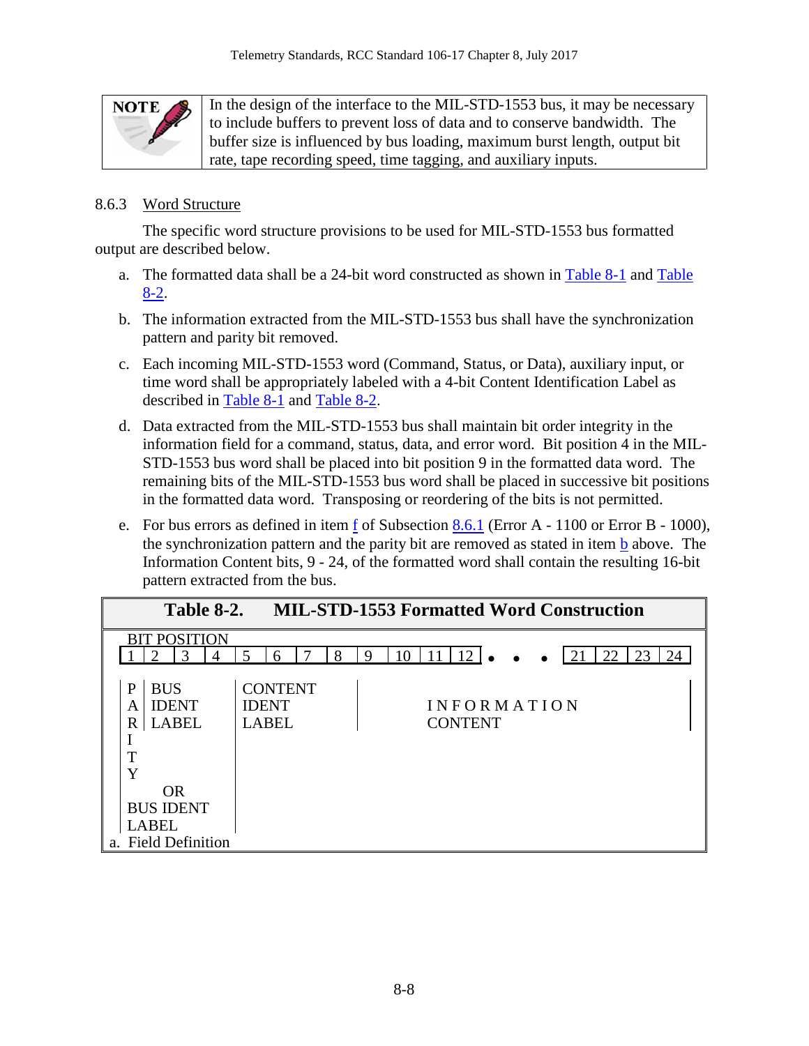> **NOTE**
> In the design of the interface to the MIL-STD-1553 bus, it may be necessary to include buffers to prevent loss of data and to conserve bandwidth. The buffer size is influenced by bus loading, maximum burst length, output bit rate, tape recording speed, time tagging, and auxiliary inputs.

### 8.6.3 Word Structure

The specific word structure provisions to be used for MIL-STD-1553 bus formatted output are described below.

a. The formatted data shall be a 24-bit word constructed as shown in Table 8-1 and Table 8-2.

b. The information extracted from the MIL-STD-1553 bus shall have the synchronization pattern and parity bit removed.

c. Each incoming MIL-STD-1553 word (Command, Status, or Data), auxiliary input, or time word shall be appropriately labeled with a 4-bit Content Identification Label as described in Table 8-1 and Table 8-2.

d. Data extracted from the MIL-STD-1553 bus shall maintain bit order integrity in the information field for a command, status, data, and error word. Bit position 4 in the MIL-STD-1553 bus word shall be placed into bit position 9 in the formatted data word. The remaining bits of the MIL-STD-1553 bus word shall be placed in successive bit positions in the formatted data word. Transposing or reordering of the bits is not permitted.

e. For bus errors as defined in item f of Subsection 8.6.1 (Error A - 1100 or Error B - 1000), the synchronization pattern and the parity bit are removed as stated in item b above. The Information Content bits, 9 - 24, of the formatted word shall contain the resulting 16-bit pattern extracted from the bus.

**Table 8-2. MIL-STD-1553 Formatted Word Construction**

| BIT POSITION | 1 | 2 | 3 | 4 | 5 | 6 | 7 | 8 | 9 | 10 | 11 | 12 | • • • | 21 | 22 | 23 | 24 |
|---|---|---|---|---|---|---|---|---|---|---|---|---|---|---|---|---|---|
| Field | PARITY | BUS IDENT LABEL | | | CONTENT IDENT LABEL | | | | INFORMATION CONTENT | | | | | | | | |
| | OR BUS IDENT LABEL | | | | | | | | | | | | | | | | |

a. Field Definition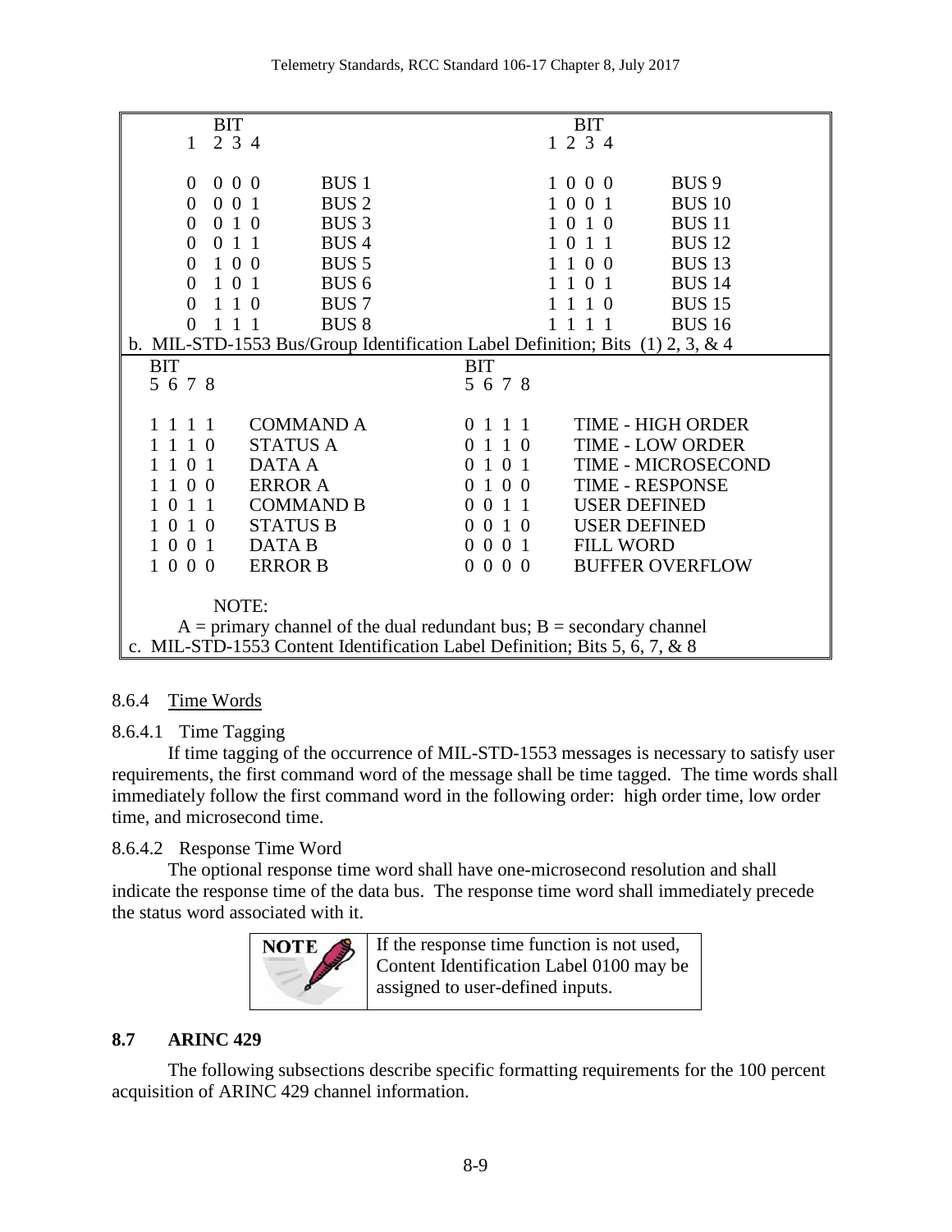| BIT 1 2 3 4 | | BIT 1 2 3 4 | |
|---|---|---|---|
| 0 0 0 0 | BUS 1 | 1 0 0 0 | BUS 9 |
| 0 0 0 1 | BUS 2 | 1 0 0 1 | BUS 10 |
| 0 0 1 0 | BUS 3 | 1 0 1 0 | BUS 11 |
| 0 0 1 1 | BUS 4 | 1 0 1 1 | BUS 12 |
| 0 1 0 0 | BUS 5 | 1 1 0 0 | BUS 13 |
| 0 1 0 1 | BUS 6 | 1 1 0 1 | BUS 14 |
| 0 1 1 0 | BUS 7 | 1 1 1 0 | BUS 15 |
| 0 1 1 1 | BUS 8 | 1 1 1 1 | BUS 16 |

b. MIL-STD-1553 Bus/Group Identification Label Definition; Bits (1) 2, 3, & 4

| BIT 5 6 7 8 | | BIT 5 6 7 8 | |
|---|---|---|---|
| 1 1 1 1 | COMMAND A | 0 1 1 1 | TIME - HIGH ORDER |
| 1 1 1 0 | STATUS A | 0 1 1 0 | TIME - LOW ORDER |
| 1 1 0 1 | DATA A | 0 1 0 1 | TIME - MICROSECOND |
| 1 1 0 0 | ERROR A | 0 1 0 0 | TIME - RESPONSE |
| 1 0 1 1 | COMMAND B | 0 0 1 1 | USER DEFINED |
| 1 0 1 0 | STATUS B | 0 0 1 0 | USER DEFINED |
| 1 0 0 1 | DATA B | 0 0 0 1 | FILL WORD |
| 1 0 0 0 | ERROR B | 0 0 0 0 | BUFFER OVERFLOW |

NOTE:
A = primary channel of the dual redundant bus; B = secondary channel

c. MIL-STD-1553 Content Identification Label Definition; Bits 5, 6, 7, & 8

### 8.6.4 Time Words

#### 8.6.4.1 Time Tagging

If time tagging of the occurrence of MIL-STD-1553 messages is necessary to satisfy user requirements, the first command word of the message shall be time tagged. The time words shall immediately follow the first command word in the following order: high order time, low order time, and microsecond time.

#### 8.6.4.2 Response Time Word

The optional response time word shall have one-microsecond resolution and shall indicate the response time of the data bus. The response time word shall immediately precede the status word associated with it.

> **NOTE** If the response time function is not used, Content Identification Label 0100 may be assigned to user-defined inputs.

## 8.7 ARINC 429

The following subsections describe specific formatting requirements for the 100 percent acquisition of ARINC 429 channel information.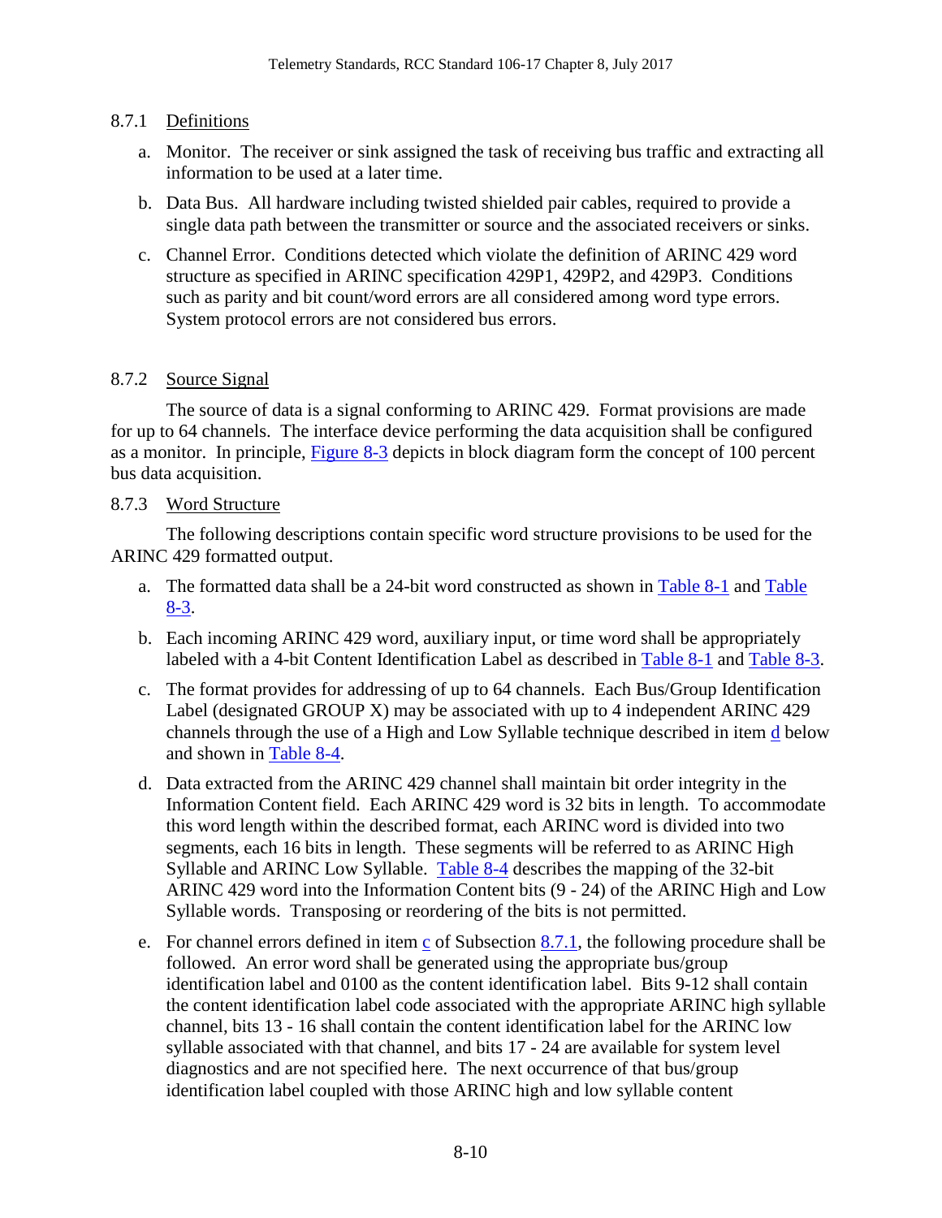### 8.7.1 Definitions

a. Monitor. The receiver or sink assigned the task of receiving bus traffic and extracting all information to be used at a later time.

b. Data Bus. All hardware including twisted shielded pair cables, required to provide a single data path between the transmitter or source and the associated receivers or sinks.

c. Channel Error. Conditions detected which violate the definition of ARINC 429 word structure as specified in ARINC specification 429P1, 429P2, and 429P3. Conditions such as parity and bit count/word errors are all considered among word type errors. System protocol errors are not considered bus errors.

### 8.7.2 Source Signal

The source of data is a signal conforming to ARINC 429. Format provisions are made for up to 64 channels. The interface device performing the data acquisition shall be configured as a monitor. In principle, Figure 8-3 depicts in block diagram form the concept of 100 percent bus data acquisition.

### 8.7.3 Word Structure

The following descriptions contain specific word structure provisions to be used for the ARINC 429 formatted output.

a. The formatted data shall be a 24-bit word constructed as shown in Table 8-1 and Table 8-3.

b. Each incoming ARINC 429 word, auxiliary input, or time word shall be appropriately labeled with a 4-bit Content Identification Label as described in Table 8-1 and Table 8-3.

c. The format provides for addressing of up to 64 channels. Each Bus/Group Identification Label (designated GROUP X) may be associated with up to 4 independent ARINC 429 channels through the use of a High and Low Syllable technique described in item d below and shown in Table 8-4.

d. Data extracted from the ARINC 429 channel shall maintain bit order integrity in the Information Content field. Each ARINC 429 word is 32 bits in length. To accommodate this word length within the described format, each ARINC word is divided into two segments, each 16 bits in length. These segments will be referred to as ARINC High Syllable and ARINC Low Syllable. Table 8-4 describes the mapping of the 32-bit ARINC 429 word into the Information Content bits (9 - 24) of the ARINC High and Low Syllable words. Transposing or reordering of the bits is not permitted.

e. For channel errors defined in item c of Subsection 8.7.1, the following procedure shall be followed. An error word shall be generated using the appropriate bus/group identification label and 0100 as the content identification label. Bits 9-12 shall contain the content identification label code associated with the appropriate ARINC high syllable channel, bits 13 - 16 shall contain the content identification label for the ARINC low syllable associated with that channel, and bits 17 - 24 are available for system level diagnostics and are not specified here. The next occurrence of that bus/group identification label coupled with those ARINC high and low syllable content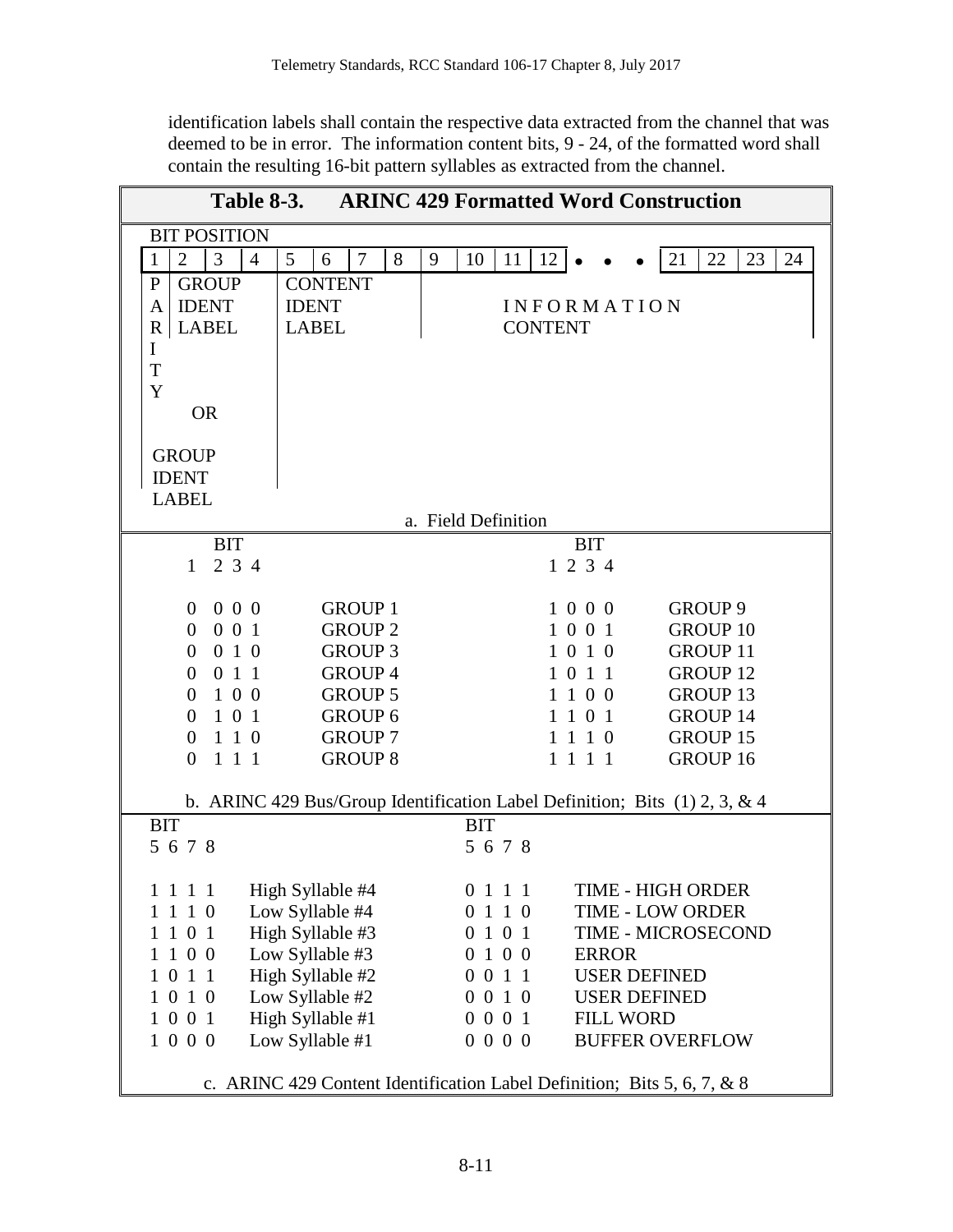identification labels shall contain the respective data extracted from the channel that was deemed to be in error. The information content bits, 9 - 24, of the formatted word shall contain the resulting 16-bit pattern syllables as extracted from the channel.

**Table 8-3. ARINC 429 Formatted Word Construction**

BIT POSITION

| 1 | 2 | 3 | 4 | 5 | 6 | 7 | 8 | 9 | 10 | 11 | 12 | • • • | 21 | 22 | 23 | 24 |
|---|---|---|---|---|---|---|---|---|---|---|---|---|---|---|---|---|
| PARITY OR GROUP IDENT LABEL | GROUP IDENT LABEL | | | CONTENT IDENT LABEL | | | | INFORMATION CONTENT | | | | | | | | |

a. Field Definition

| BIT 1 2 3 4 | | BIT 1 2 3 4 | |
|---|---|---|---|
| 0 0 0 0 | GROUP 1 | 1 0 0 0 | GROUP 9 |
| 0 0 0 1 | GROUP 2 | 1 0 0 1 | GROUP 10 |
| 0 0 1 0 | GROUP 3 | 1 0 1 0 | GROUP 11 |
| 0 0 1 1 | GROUP 4 | 1 0 1 1 | GROUP 12 |
| 0 1 0 0 | GROUP 5 | 1 1 0 0 | GROUP 13 |
| 0 1 0 1 | GROUP 6 | 1 1 0 1 | GROUP 14 |
| 0 1 1 0 | GROUP 7 | 1 1 1 0 | GROUP 15 |
| 0 1 1 1 | GROUP 8 | 1 1 1 1 | GROUP 16 |

b. ARINC 429 Bus/Group Identification Label Definition; Bits (1) 2, 3, & 4

| BIT 5 6 7 8 | | BIT 5 6 7 8 | |
|---|---|---|---|
| 1 1 1 1 | High Syllable #4 | 0 1 1 1 | TIME - HIGH ORDER |
| 1 1 1 0 | Low Syllable #4 | 0 1 1 0 | TIME - LOW ORDER |
| 1 1 0 1 | High Syllable #3 | 0 1 0 1 | TIME - MICROSECOND |
| 1 1 0 0 | Low Syllable #3 | 0 1 0 0 | ERROR |
| 1 0 1 1 | High Syllable #2 | 0 0 1 1 | USER DEFINED |
| 1 0 1 0 | Low Syllable #2 | 0 0 1 0 | USER DEFINED |
| 1 0 0 1 | High Syllable #1 | 0 0 0 1 | FILL WORD |
| 1 0 0 0 | Low Syllable #1 | 0 0 0 0 | BUFFER OVERFLOW |

c. ARINC 429 Content Identification Label Definition; Bits 5, 6, 7, & 8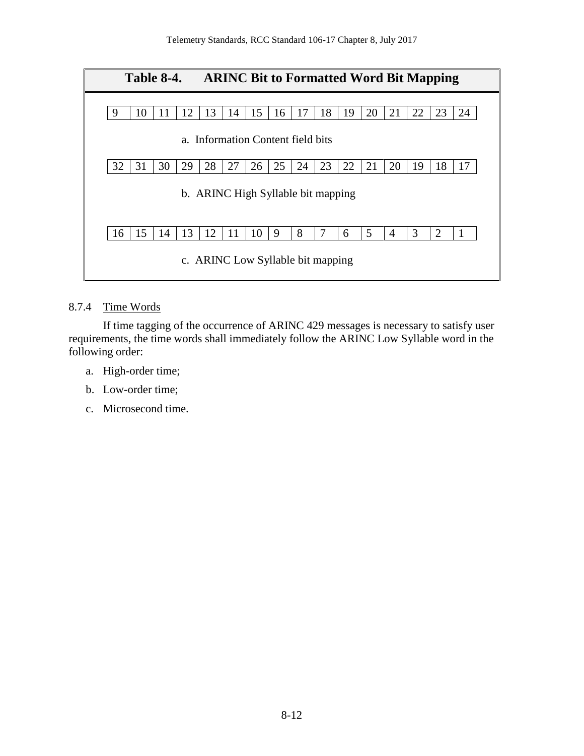**Table 8-4. ARINC Bit to Formatted Word Bit Mapping**

| 9 | 10 | 11 | 12 | 13 | 14 | 15 | 16 | 17 | 18 | 19 | 20 | 21 | 22 | 23 | 24 |
|---|---|---|---|---|---|---|---|---|---|---|---|---|---|---|---|

a. Information Content field bits

| 32 | 31 | 30 | 29 | 28 | 27 | 26 | 25 | 24 | 23 | 22 | 21 | 20 | 19 | 18 | 17 |
|---|---|---|---|---|---|---|---|---|---|---|---|---|---|---|---|

b. ARINC High Syllable bit mapping

| 16 | 15 | 14 | 13 | 12 | 11 | 10 | 9 | 8 | 7 | 6 | 5 | 4 | 3 | 2 | 1 |
|---|---|---|---|---|---|---|---|---|---|---|---|---|---|---|---|

c. ARINC Low Syllable bit mapping

### 8.7.4 Time Words

If time tagging of the occurrence of ARINC 429 messages is necessary to satisfy user requirements, the time words shall immediately follow the ARINC Low Syllable word in the following order:

a. High-order time;

b. Low-order time;

c. Microsecond time.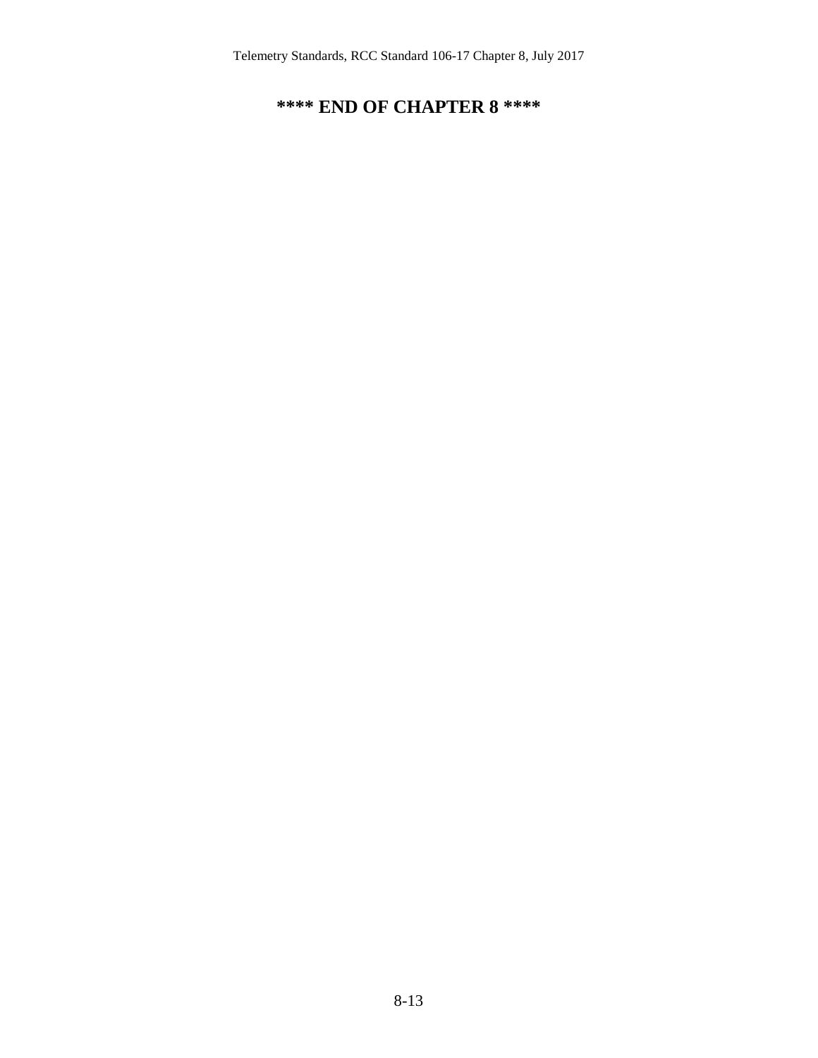**\*\*\*\* END OF CHAPTER 8 \*\*\*\***

**** END OF CHAPTER 8 ****